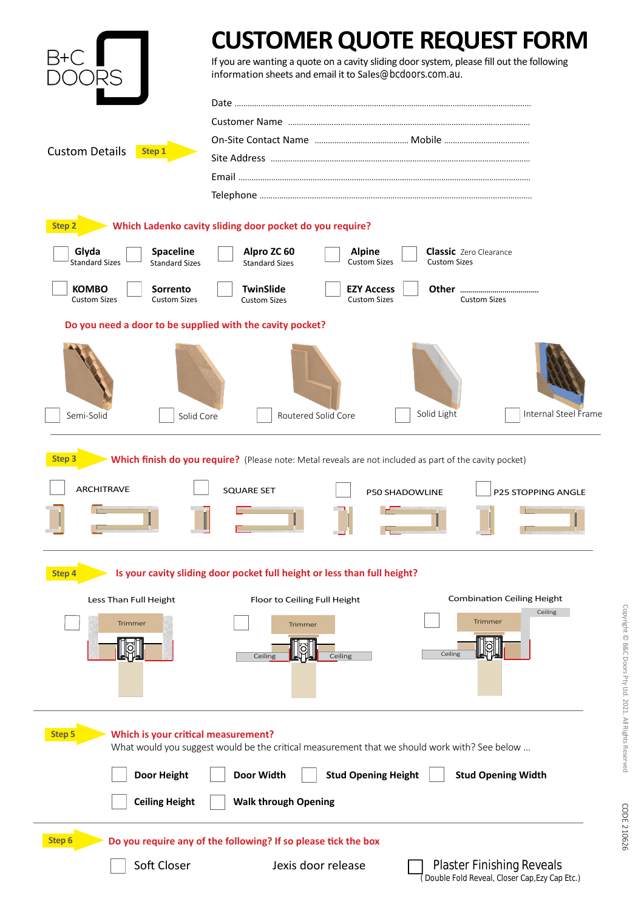B+C DOORS

# CUSTOMER QUOTE REQUEST FORM

If you are wanting a quote on a cavity sliding door system, please fill out the following information sheets and email it to Sales@bcdoors.com.au.

## Custom Details — Step 1

Date ..........

Customer Name ..........

On-Site Contact Name .......... Mobile ..........

Site Address ..........

Email ..........

Telephone ..........

## Step 2 — Which Ladenko cavity sliding door pocket do you require?

- ☐ **Glyda** Standard Sizes
- ☐ **Spaceline** Standard Sizes
- ☐ **Alpro ZC 60** Standard Sizes
- ☐ **Alpine** Custom Sizes
- ☐ **Classic** Zero Clearance Custom Sizes
- ☐ **KOMBO** Custom Sizes
- ☐ **Sorrento** Custom Sizes
- ☐ **TwinSlide** Custom Sizes
- ☐ **EZY Access** Custom Sizes
- ☐ **Other** .......... Custom Sizes

**Do you need a door to be supplied with the cavity pocket?**

- ☐ Semi-Solid
- ☐ Solid Core
- ☐ Routered Solid Core
- ☐ Solid Light
- ☐ Internal Steel Frame

## Step 3 — Which finish do you require? (Please note: Metal reveals are not included as part of the cavity pocket)

- ☐ ARCHITRAVE
- ☐ SQUARE SET
- ☐ P50 SHADOWLINE
- ☐ P25 STOPPING ANGLE

## Step 4 — Is your cavity sliding door pocket full height or less than full height?

- ☐ Less Than Full Height (Trimmer)
- ☐ Floor to Ceiling Full Height (Trimmer, Ceiling, Ceiling)
- ☐ Combination Ceiling Height (Trimmer, Ceiling, Ceiling)

## Step 5 — Which is your critical measurement?

What would you suggest would be the critical measurement that we should work with? See below ...

- ☐ **Door Height**
- ☐ **Door Width**
- ☐ **Stud Opening Height**
- ☐ **Stud Opening Width**
- ☐ **Ceiling Height**
- ☐ **Walk through Opening**

## Step 6 — Do you require any of the following? If so please tick the box

- ☐ Soft Closer
- Jexis door release
- ☐ Plaster Finishing Reveals (Double Fold Reveal, Closer Cap, Ezy Cap Etc.)

Copyright © B&C Doors Pty Ltd. 2021. All Rights Reserved

CODE 210626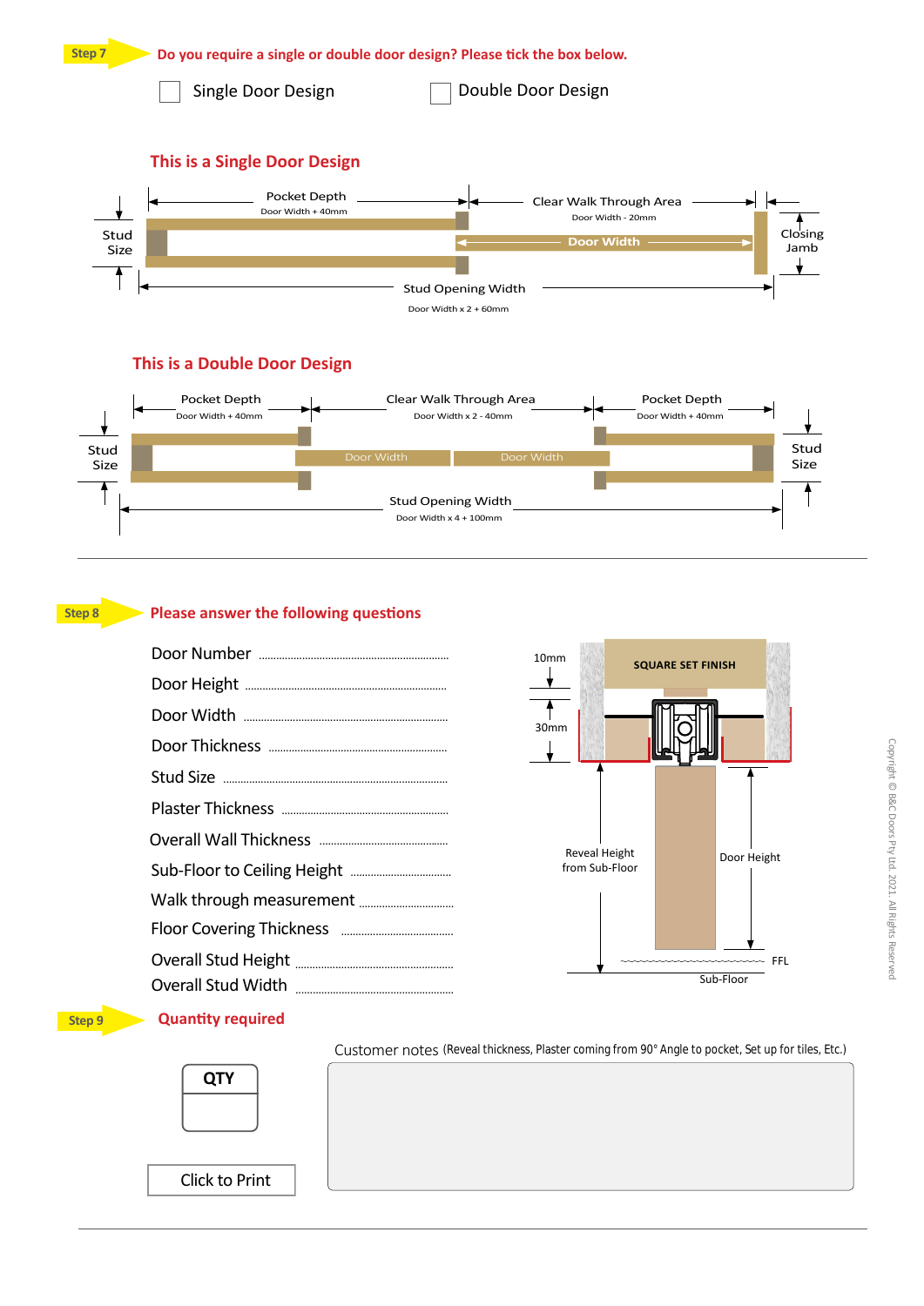**Step 7** Do you require a single or double door design? Please tick the box below.

☐ Single Door Design ☐ Double Door Design

## This is a Single Door Design

Pocket Depth
Door Width + 40mm

Clear Walk Through Area
Door Width - 20mm

Stud Size

Door Width

Closing Jamb

Stud Opening Width
Door Width x 2 + 60mm

## This is a Double Door Design

Pocket Depth
Door Width + 40mm

Clear Walk Through Area
Door Width x 2 - 40mm

Pocket Depth
Door Width + 40mm

Stud Size

Door Width

Door Width

Stud Size

Stud Opening Width
Door Width x 4 + 100mm

**Step 8** Please answer the following questions

- Door Number ........................................
- Door Height ........................................
- Door Width ........................................
- Door Thickness ........................................
- Stud Size ........................................
- Plaster Thickness ........................................
- Overall Wall Thickness ........................................
- Sub-Floor to Ceiling Height ........................................
- Walk through measurement ........................................
- Floor Covering Thickness ........................................
- Overall Stud Height ........................................
- Overall Stud Width ........................................

10mm

30mm

SQUARE SET FINISH

Reveal Height from Sub-Floor

Door Height

FFL

Sub-Floor

**Step 9** Quantity required

QTY

Click to Print

Customer notes (Reveal thickness, Plaster coming from 90° Angle to pocket, Set up for tiles, Etc.)

Copyright © B&C Doors Pty Ltd. 2021. All Rights Reserved